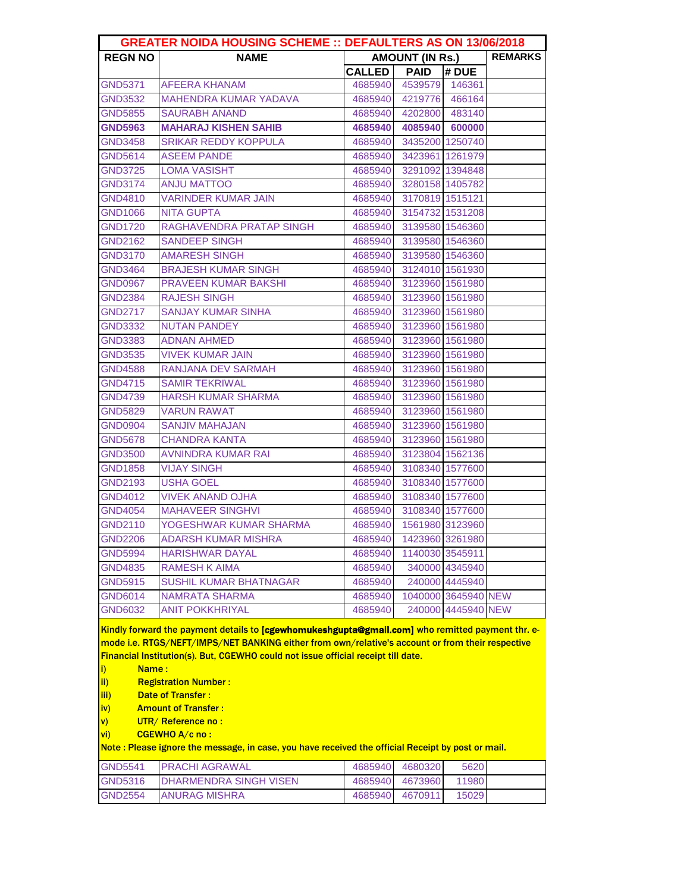| GREATER NOIDA HOUSING SCHEME :: DEFAULTERS AS ON 13/06/2018 | | | | | |
|---|---|---|---|---|---|
| **REGN NO** | **NAME** | **AMOUNT (IN Rs.)** | | | **REMARKS** |
| | | **CALLED** | **PAID** | **# DUE** | |
| GND5371 | AFEERA KHANAM | 4685940 | 4539579 | 146361 | |
| GND3532 | MAHENDRA KUMAR YADAVA | 4685940 | 4219776 | 466164 | |
| GND5855 | SAURABH ANAND | 4685940 | 4202800 | 483140 | |
| **GND5963** | **MAHARAJ KISHEN SAHIB** | **4685940** | **4085940** | **600000** | |
| GND3458 | SRIKAR REDDY KOPPULA | 4685940 | 3435200 | 1250740 | |
| GND5614 | ASEEM PANDE | 4685940 | 3423961 | 1261979 | |
| GND3725 | LOMA VASISHT | 4685940 | 3291092 | 1394848 | |
| GND3174 | ANJU MATTOO | 4685940 | 3280158 | 1405782 | |
| GND4810 | VARINDER KUMAR JAIN | 4685940 | 3170819 | 1515121 | |
| GND1066 | NITA GUPTA | 4685940 | 3154732 | 1531208 | |
| GND1720 | RAGHAVENDRA PRATAP SINGH | 4685940 | 3139580 | 1546360 | |
| GND2162 | SANDEEP SINGH | 4685940 | 3139580 | 1546360 | |
| GND3170 | AMARESH SINGH | 4685940 | 3139580 | 1546360 | |
| GND3464 | BRAJESH KUMAR SINGH | 4685940 | 3124010 | 1561930 | |
| GND0967 | PRAVEEN KUMAR BAKSHI | 4685940 | 3123960 | 1561980 | |
| GND2384 | RAJESH SINGH | 4685940 | 3123960 | 1561980 | |
| GND2717 | SANJAY KUMAR SINHA | 4685940 | 3123960 | 1561980 | |
| GND3332 | NUTAN PANDEY | 4685940 | 3123960 | 1561980 | |
| GND3383 | ADNAN AHMED | 4685940 | 3123960 | 1561980 | |
| GND3535 | VIVEK KUMAR JAIN | 4685940 | 3123960 | 1561980 | |
| GND4588 | RANJANA DEV SARMAH | 4685940 | 3123960 | 1561980 | |
| GND4715 | SAMIR TEKRIWAL | 4685940 | 3123960 | 1561980 | |
| GND4739 | HARSH KUMAR SHARMA | 4685940 | 3123960 | 1561980 | |
| GND5829 | VARUN RAWAT | 4685940 | 3123960 | 1561980 | |
| GND0904 | SANJIV MAHAJAN | 4685940 | 3123960 | 1561980 | |
| GND5678 | CHANDRA KANTA | 4685940 | 3123960 | 1561980 | |
| GND3500 | AVNINDRA KUMAR RAI | 4685940 | 3123804 | 1562136 | |
| GND1858 | VIJAY SINGH | 4685940 | 3108340 | 1577600 | |
| GND2193 | USHA GOEL | 4685940 | 3108340 | 1577600 | |
| GND4012 | VIVEK ANAND OJHA | 4685940 | 3108340 | 1577600 | |
| GND4054 | MAHAVEER SINGHVI | 4685940 | 3108340 | 1577600 | |
| GND2110 | YOGESHWAR KUMAR SHARMA | 4685940 | 1561980 | 3123960 | |
| GND2206 | ADARSH KUMAR MISHRA | 4685940 | 1423960 | 3261980 | |
| GND5994 | HARISHWAR DAYAL | 4685940 | 1140030 | 3545911 | |
| GND4835 | RAMESH K AIMA | 4685940 | 340000 | 4345940 | |
| GND5915 | SUSHIL KUMAR BHATNAGAR | 4685940 | 240000 | 4445940 | |
| GND6014 | NAMRATA SHARMA | 4685940 | 1040000 | 3645940 | NEW |
| GND6032 | ANIT POKKHRIYAL | 4685940 | 240000 | 4445940 | NEW |

**Kindly forward the payment details to [cgewhomukeshgupta@gmail.com] who remitted payment thr. e-mode i.e. RTGS/NEFT/IMPS/NET BANKING either from own/relative's account or from their respective Financial Institution(s). But, CGEWHO could not issue official receipt till date.**

- i) **Name :**
- ii) **Registration Number :**
- iii) **Date of Transfer :**
- iv) **Amount of Transfer :**
- v) **UTR/ Reference no :**
- vi) **CGEWHO A/c no :**

**Note : Please ignore the message, in case, you have received the official Receipt by post or mail.**

| REGN NO | NAME | CALLED | PAID | # DUE | REMARKS |
|---|---|---|---|---|---|
| GND5541 | PRACHI AGRAWAL | 4685940 | 4680320 | 5620 | |
| GND5316 | DHARMENDRA SINGH VISEN | 4685940 | 4673960 | 11980 | |
| GND2554 | ANURAG MISHRA | 4685940 | 4670911 | 15029 | |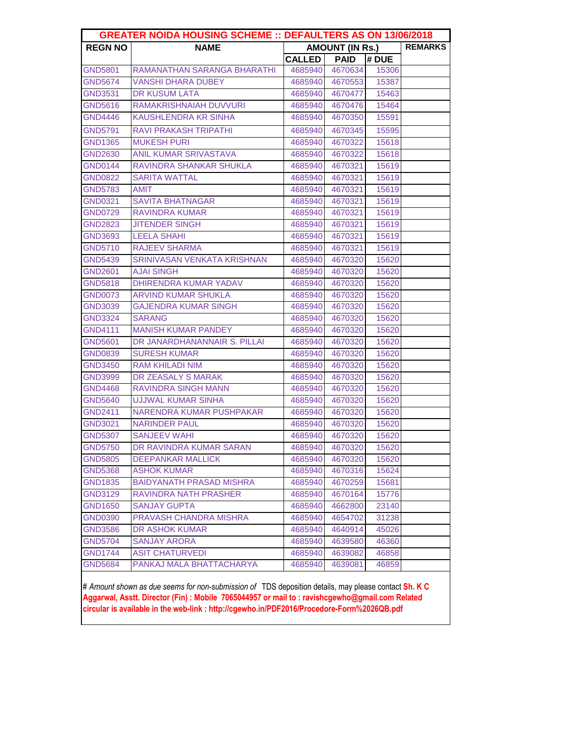## GREATER NOIDA HOUSING SCHEME :: DEFAULTERS AS ON 13/06/2018

| REGN NO | NAME | AMOUNT (IN Rs.) | | | REMARKS |
|---|---|---|---|---|---|
| | | CALLED | PAID | # DUE | |
| GND5801 | RAMANATHAN SARANGA BHARATHI | 4685940 | 4670634 | 15306 | |
| GND5674 | VANSHI DHARA DUBEY | 4685940 | 4670553 | 15387 | |
| GND3531 | DR KUSUM LATA | 4685940 | 4670477 | 15463 | |
| GND5616 | RAMAKRISHNAIAH DUVVURI | 4685940 | 4670476 | 15464 | |
| GND4446 | KAUSHLENDRA KR SINHA | 4685940 | 4670350 | 15591 | |
| GND5791 | RAVI PRAKASH TRIPATHI | 4685940 | 4670345 | 15595 | |
| GND1365 | MUKESH PURI | 4685940 | 4670322 | 15618 | |
| GND2630 | ANIL KUMAR SRIVASTAVA | 4685940 | 4670322 | 15618 | |
| GND0144 | RAVINDRA SHANKAR SHUKLA | 4685940 | 4670321 | 15619 | |
| GND0822 | SARITA WATTAL | 4685940 | 4670321 | 15619 | |
| GND5783 | AMIT | 4685940 | 4670321 | 15619 | |
| GND0321 | SAVITA BHATNAGAR | 4685940 | 4670321 | 15619 | |
| GND0729 | RAVINDRA KUMAR | 4685940 | 4670321 | 15619 | |
| GND2823 | JITENDER SINGH | 4685940 | 4670321 | 15619 | |
| GND3693 | LEELA SHAHI | 4685940 | 4670321 | 15619 | |
| GND5710 | RAJEEV SHARMA | 4685940 | 4670321 | 15619 | |
| GND5439 | SRINIVASAN VENKATA KRISHNAN | 4685940 | 4670320 | 15620 | |
| GND2601 | AJAI SINGH | 4685940 | 4670320 | 15620 | |
| GND5818 | DHIRENDRA KUMAR YADAV | 4685940 | 4670320 | 15620 | |
| GND0073 | ARVIND KUMAR SHUKLA | 4685940 | 4670320 | 15620 | |
| GND3039 | GAJENDRA KUMAR SINGH | 4685940 | 4670320 | 15620 | |
| GND3324 | SARANG | 4685940 | 4670320 | 15620 | |
| GND4111 | MANISH KUMAR PANDEY | 4685940 | 4670320 | 15620 | |
| GND5601 | DR JANARDHANANNAIR S. PILLAI | 4685940 | 4670320 | 15620 | |
| GND0839 | SURESH KUMAR | 4685940 | 4670320 | 15620 | |
| GND3450 | RAM KHILADI NIM | 4685940 | 4670320 | 15620 | |
| GND3999 | DR ZEASALY S MARAK | 4685940 | 4670320 | 15620 | |
| GND4468 | RAVINDRA SINGH MANN | 4685940 | 4670320 | 15620 | |
| GND5640 | UJJWAL KUMAR SINHA | 4685940 | 4670320 | 15620 | |
| GND2411 | NARENDRA KUMAR PUSHPAKAR | 4685940 | 4670320 | 15620 | |
| GND3021 | NARINDER PAUL | 4685940 | 4670320 | 15620 | |
| GND5307 | SANJEEV WAHI | 4685940 | 4670320 | 15620 | |
| GND5750 | DR RAVINDRA KUMAR SARAN | 4685940 | 4670320 | 15620 | |
| GND5805 | DEEPANKAR MALLICK | 4685940 | 4670320 | 15620 | |
| GND5368 | ASHOK KUMAR | 4685940 | 4670316 | 15624 | |
| GND1835 | BAIDYANATH PRASAD MISHRA | 4685940 | 4670259 | 15681 | |
| GND3129 | RAVINDRA NATH PRASHER | 4685940 | 4670164 | 15776 | |
| GND1650 | SANJAY GUPTA | 4685940 | 4662800 | 23140 | |
| GND0390 | PRAVASH CHANDRA MISHRA | 4685940 | 4654702 | 31238 | |
| GND3586 | DR ASHOK KUMAR | 4685940 | 4640914 | 45026 | |
| GND5704 | SANJAY ARORA | 4685940 | 4639580 | 46360 | |
| GND1744 | ASIT CHATURVEDI | 4685940 | 4639082 | 46858 | |
| GND5684 | PANKAJ MALA BHATTACHARYA | 4685940 | 4639081 | 46859 | |

# *Amount shown as due seems for non-submission of* TDS deposition details, may please contact **Sh. K C Aggarwal, Asstt. Director (Fin) : Mobile 7065044957 or mail to : ravishcgewho@gmail.com Related circular is available in the web-link : http://cgewho.in/PDF2016/Procedore-Form%2026QB.pdf**